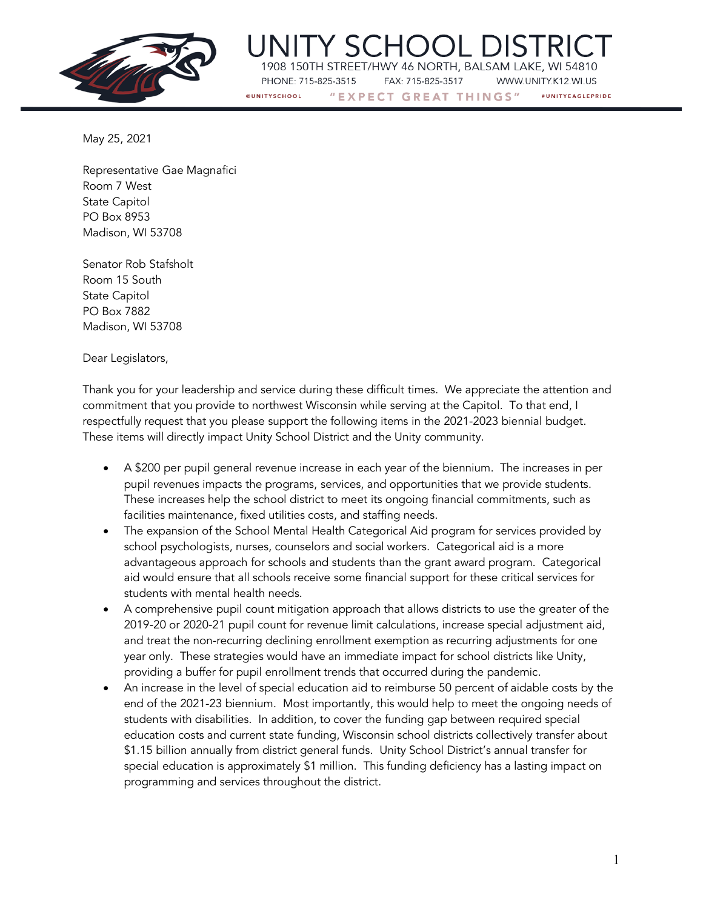# UNITY SCHOOL DISTRICT

1908 150TH STREET/HWY 46 NORTH, BALSAM LAKE, WI 54810

PHONE: 715-825-3515 FAX: 715-825-3517 WWW.UNITY.K12.WI.US

@UNITYSCHOOL "EXPECT GREAT THINGS" #UNITYEAGLEPRIDE

May 25, 2021

Representative Gae Magnafici
Room 7 West
State Capitol
PO Box 8953
Madison, WI 53708

Senator Rob Stafsholt
Room 15 South
State Capitol
PO Box 7882
Madison, WI 53708

Dear Legislators,

Thank you for your leadership and service during these difficult times. We appreciate the attention and commitment that you provide to northwest Wisconsin while serving at the Capitol. To that end, I respectfully request that you please support the following items in the 2021-2023 biennial budget. These items will directly impact Unity School District and the Unity community.

- A $200 per pupil general revenue increase in each year of the biennium. The increases in per pupil revenues impacts the programs, services, and opportunities that we provide students. These increases help the school district to meet its ongoing financial commitments, such as facilities maintenance, fixed utilities costs, and staffing needs.
- The expansion of the School Mental Health Categorical Aid program for services provided by school psychologists, nurses, counselors and social workers. Categorical aid is a more advantageous approach for schools and students than the grant award program. Categorical aid would ensure that all schools receive some financial support for these critical services for students with mental health needs.
- A comprehensive pupil count mitigation approach that allows districts to use the greater of the 2019-20 or 2020-21 pupil count for revenue limit calculations, increase special adjustment aid, and treat the non-recurring declining enrollment exemption as recurring adjustments for one year only. These strategies would have an immediate impact for school districts like Unity, providing a buffer for pupil enrollment trends that occurred during the pandemic.
- An increase in the level of special education aid to reimburse 50 percent of aidable costs by the end of the 2021-23 biennium. Most importantly, this would help to meet the ongoing needs of students with disabilities. In addition, to cover the funding gap between required special education costs and current state funding, Wisconsin school districts collectively transfer about $1.15 billion annually from district general funds. Unity School District's annual transfer for special education is approximately $1 million. This funding deficiency has a lasting impact on programming and services throughout the district.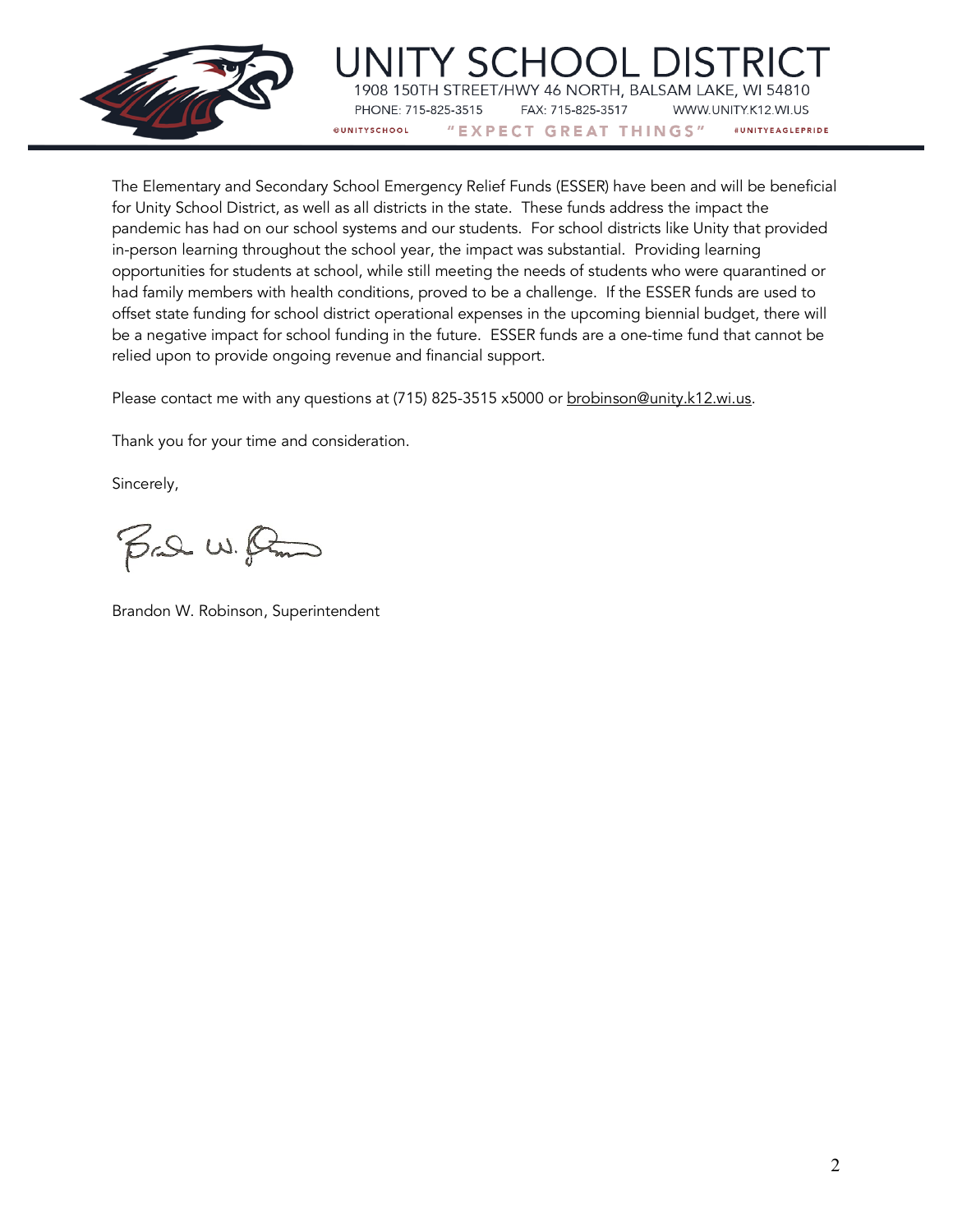# UNITY SCHOOL DISTRICT

1908 150TH STREET/HWY 46 NORTH, BALSAM LAKE, WI 54810

PHONE: 715-825-3515 FAX: 715-825-3517 WWW.UNITY.K12.WI.US

@UNITYSCHOOL "EXPECT GREAT THINGS" #UNITYEAGLEPRIDE

The Elementary and Secondary School Emergency Relief Funds (ESSER) have been and will be beneficial for Unity School District, as well as all districts in the state. These funds address the impact the pandemic has had on our school systems and our students. For school districts like Unity that provided in-person learning throughout the school year, the impact was substantial. Providing learning opportunities for students at school, while still meeting the needs of students who were quarantined or had family members with health conditions, proved to be a challenge. If the ESSER funds are used to offset state funding for school district operational expenses in the upcoming biennial budget, there will be a negative impact for school funding in the future. ESSER funds are a one-time fund that cannot be relied upon to provide ongoing revenue and financial support.

Please contact me with any questions at (715) 825-3515 x5000 or brobinson@unity.k12.wi.us.

Thank you for your time and consideration.

Sincerely,

Brandon W. Robinson, Superintendent